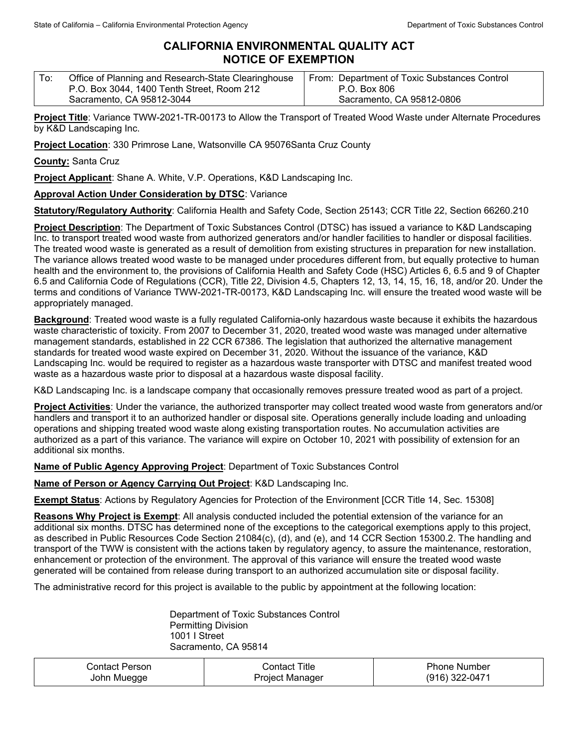# CALIFORNIA ENVIRONMENTAL QUALITY ACT
# NOTICE OF EXEMPTION

| To: Office of Planning and Research-State Clearinghouse<br>P.O. Box 3044, 1400 Tenth Street, Room 212<br>Sacramento, CA 95812-3044 | From: Department of Toxic Substances Control<br>P.O. Box 806<br>Sacramento, CA 95812-0806 |
|---|---|

**Project Title**: Variance TWW-2021-TR-00173 to Allow the Transport of Treated Wood Waste under Alternate Procedures by K&D Landscaping Inc.

**Project Location**: 330 Primrose Lane, Watsonville CA 95076Santa Cruz County

**County:** Santa Cruz

**Project Applicant**: Shane A. White, V.P. Operations, K&D Landscaping Inc.

**Approval Action Under Consideration by DTSC**: Variance

**Statutory/Regulatory Authority**: California Health and Safety Code, Section 25143; CCR Title 22, Section 66260.210

**Project Description**: The Department of Toxic Substances Control (DTSC) has issued a variance to K&D Landscaping Inc. to transport treated wood waste from authorized generators and/or handler facilities to handler or disposal facilities. The treated wood waste is generated as a result of demolition from existing structures in preparation for new installation. The variance allows treated wood waste to be managed under procedures different from, but equally protective to human health and the environment to, the provisions of California Health and Safety Code (HSC) Articles 6, 6.5 and 9 of Chapter 6.5 and California Code of Regulations (CCR), Title 22, Division 4.5, Chapters 12, 13, 14, 15, 16, 18, and/or 20. Under the terms and conditions of Variance TWW-2021-TR-00173, K&D Landscaping Inc. will ensure the treated wood waste will be appropriately managed.

**Background**: Treated wood waste is a fully regulated California-only hazardous waste because it exhibits the hazardous waste characteristic of toxicity. From 2007 to December 31, 2020, treated wood waste was managed under alternative management standards, established in 22 CCR 67386. The legislation that authorized the alternative management standards for treated wood waste expired on December 31, 2020. Without the issuance of the variance, K&D Landscaping Inc. would be required to register as a hazardous waste transporter with DTSC and manifest treated wood waste as a hazardous waste prior to disposal at a hazardous waste disposal facility.

K&D Landscaping Inc. is a landscape company that occasionally removes pressure treated wood as part of a project.

**Project Activities**: Under the variance, the authorized transporter may collect treated wood waste from generators and/or handlers and transport it to an authorized handler or disposal site. Operations generally include loading and unloading operations and shipping treated wood waste along existing transportation routes. No accumulation activities are authorized as a part of this variance. The variance will expire on October 10, 2021 with possibility of extension for an additional six months.

**Name of Public Agency Approving Project**: Department of Toxic Substances Control

**Name of Person or Agency Carrying Out Project**: K&D Landscaping Inc.

**Exempt Status**: Actions by Regulatory Agencies for Protection of the Environment [CCR Title 14, Sec. 15308]

**Reasons Why Project is Exempt**: All analysis conducted included the potential extension of the variance for an additional six months. DTSC has determined none of the exceptions to the categorical exemptions apply to this project, as described in Public Resources Code Section 21084(c), (d), and (e), and 14 CCR Section 15300.2. The handling and transport of the TWW is consistent with the actions taken by regulatory agency, to assure the maintenance, restoration, enhancement or protection of the environment. The approval of this variance will ensure the treated wood waste generated will be contained from release during transport to an authorized accumulation site or disposal facility.

The administrative record for this project is available to the public by appointment at the following location:

Department of Toxic Substances Control
Permitting Division
1001 I Street
Sacramento, CA 95814

| Contact Person | Contact Title | Phone Number |
|---|---|---|
| John Muegge | Project Manager | (916) 322-0471 |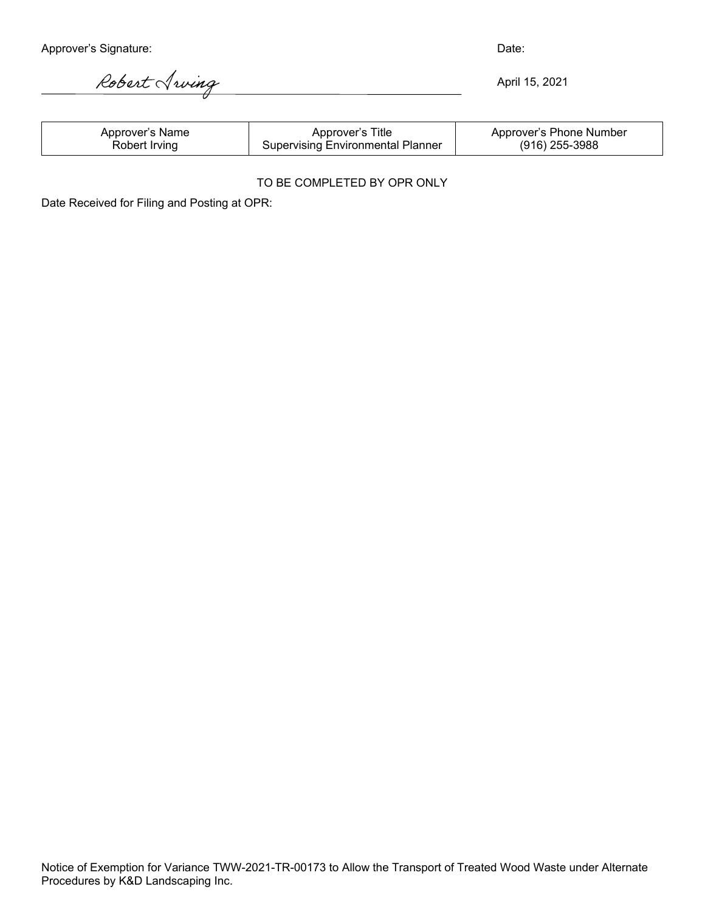Approver's Signature: Robert Irving

Date: April 15, 2021

| Approver's Name | Approver's Title | Approver's Phone Number |
|---|---|---|
| Robert Irving | Supervising Environmental Planner | (916) 255-3988 |

TO BE COMPLETED BY OPR ONLY

Date Received for Filing and Posting at OPR: